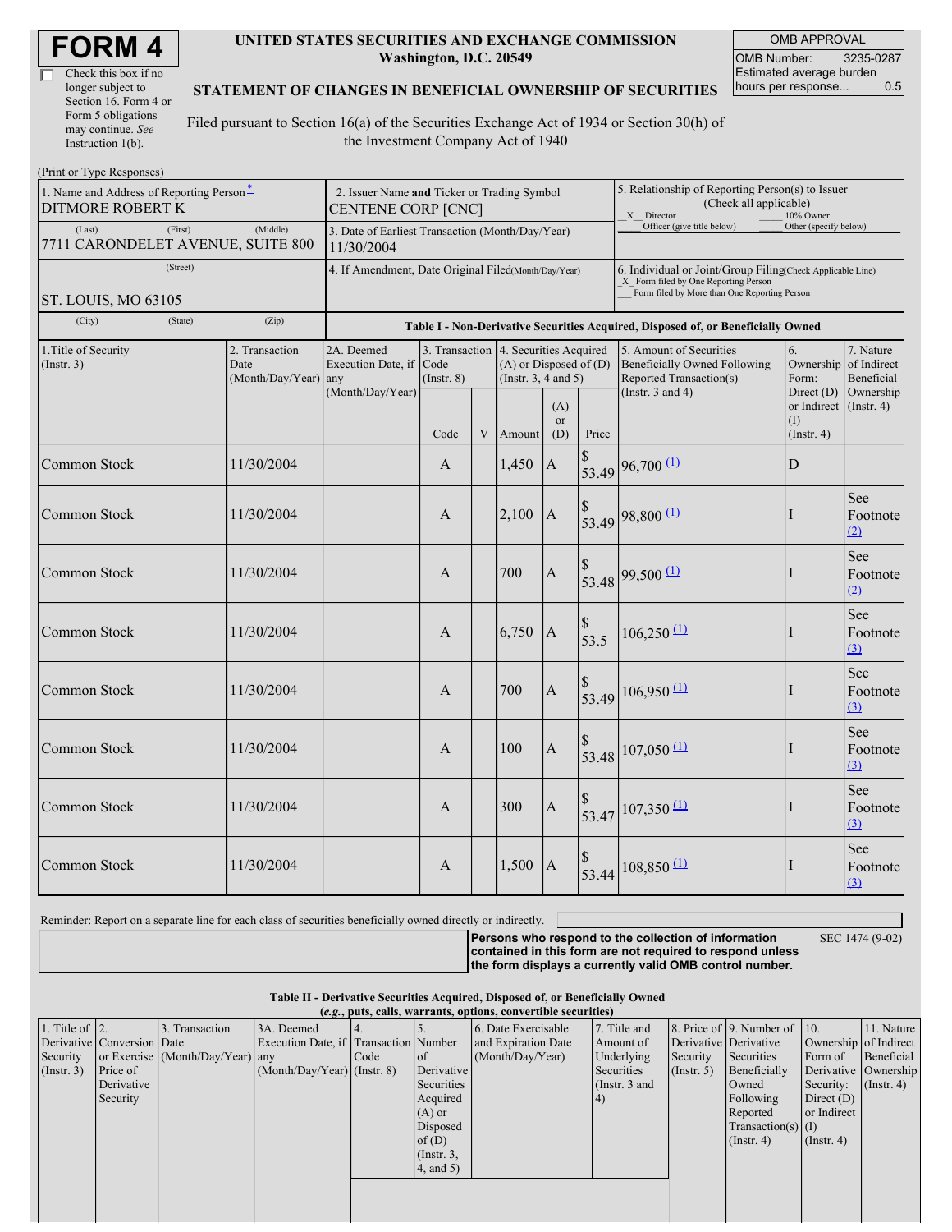# FORM 4

☐ Check this box if no longer subject to Section 16. Form 4 or Form 5 obligations may continue. *See* Instruction 1(b).

**UNITED STATES SECURITIES AND EXCHANGE COMMISSION**
**Washington, D.C. 20549**

**STATEMENT OF CHANGES IN BENEFICIAL OWNERSHIP OF SECURITIES**

Filed pursuant to Section 16(a) of the Securities Exchange Act of 1934 or Section 30(h) of the Investment Company Act of 1940

| OMB APPROVAL | |
|---|---|
| OMB Number: | 3235-0287 |
| Estimated average burden hours per response... | 0.5 |

(Print or Type Responses)

| 1. Name and Address of Reporting Person * | 2. Issuer Name **and** Ticker or Trading Symbol | 5. Relationship of Reporting Person(s) to Issuer (Check all applicable) |
|---|---|---|
| DITMORE ROBERT K | CENTENE CORP [CNC] | _X_ Director ___ 10% Owner ___ Officer (give title below) ___ Other (specify below) |
| (Last) (First) (Middle) 7711 CARONDELET AVENUE, SUITE 800 | 3. Date of Earliest Transaction (Month/Day/Year) 11/30/2004 | |
| (Street) ST. LOUIS, MO 63105 | 4. If Amendment, Date Original Filed (Month/Day/Year) | 6. Individual or Joint/Group Filing (Check Applicable Line) _X_ Form filed by One Reporting Person ___ Form filed by More than One Reporting Person |
| (City) (State) (Zip) | | |

**Table I - Non-Derivative Securities Acquired, Disposed of, or Beneficially Owned**

| 1.Title of Security (Instr. 3) | 2. Transaction Date (Month/Day/Year) | 2A. Deemed Execution Date, if any (Month/Day/Year) | 3. Transaction Code (Instr. 8) Code | V | 4. Securities Acquired (A) or Disposed of (D) (Instr. 3, 4 and 5) Amount | (A) or (D) | Price | 5. Amount of Securities Beneficially Owned Following Reported Transaction(s) (Instr. 3 and 4) | 6. Ownership Form: Direct (D) or Indirect (I) (Instr. 4) | 7. Nature of Indirect Beneficial Ownership (Instr. 4) |
|---|---|---|---|---|---|---|---|---|---|---|
| Common Stock | 11/30/2004 | | A | | 1,450 | A | $ 53.49 | 96,700 (1) | D | |
| Common Stock | 11/30/2004 | | A | | 2,100 | A | $ 53.49 | 98,800 (1) | I | See Footnote (2) |
| Common Stock | 11/30/2004 | | A | | 700 | A | $ 53.48 | 99,500 (1) | I | See Footnote (2) |
| Common Stock | 11/30/2004 | | A | | 6,750 | A | $ 53.5 | 106,250 (1) | I | See Footnote (3) |
| Common Stock | 11/30/2004 | | A | | 700 | A | $ 53.49 | 106,950 (1) | I | See Footnote (3) |
| Common Stock | 11/30/2004 | | A | | 100 | A | $ 53.48 | 107,050 (1) | I | See Footnote (3) |
| Common Stock | 11/30/2004 | | A | | 300 | A | $ 53.47 | 107,350 (1) | I | See Footnote (3) |
| Common Stock | 11/30/2004 | | A | | 1,500 | A | $ 53.44 | 108,850 (1) | I | See Footnote (3) |

Reminder: Report on a separate line for each class of securities beneficially owned directly or indirectly.

**Persons who respond to the collection of information contained in this form are not required to respond unless the form displays a currently valid OMB control number.** SEC 1474 (9-02)

**Table II - Derivative Securities Acquired, Disposed of, or Beneficially Owned**
**(*e.g.*, puts, calls, warrants, options, convertible securities)**

| 1. Title of Derivative Security (Instr. 3) | 2. Conversion or Exercise Price of Derivative Security | 3. Transaction Date (Month/Day/Year) | 3A. Deemed Execution Date, if any (Month/Day/Year) | 4. Transaction Code (Instr. 8) | 5. Number of Derivative Securities Acquired (A) or Disposed of (D) (Instr. 3, 4, and 5) | 6. Date Exercisable and Expiration Date (Month/Day/Year) | 7. Title and Amount of Underlying Securities (Instr. 3 and 4) | 8. Price of Derivative Security (Instr. 5) | 9. Number of Derivative Securities Beneficially Owned Following Reported Transaction(s) (Instr. 4) | 10. Ownership Form of Derivative Security: Direct (D) or Indirect (I) (Instr. 4) | 11. Nature of Indirect Beneficial Ownership (Instr. 4) |
|---|---|---|---|---|---|---|---|---|---|---|---|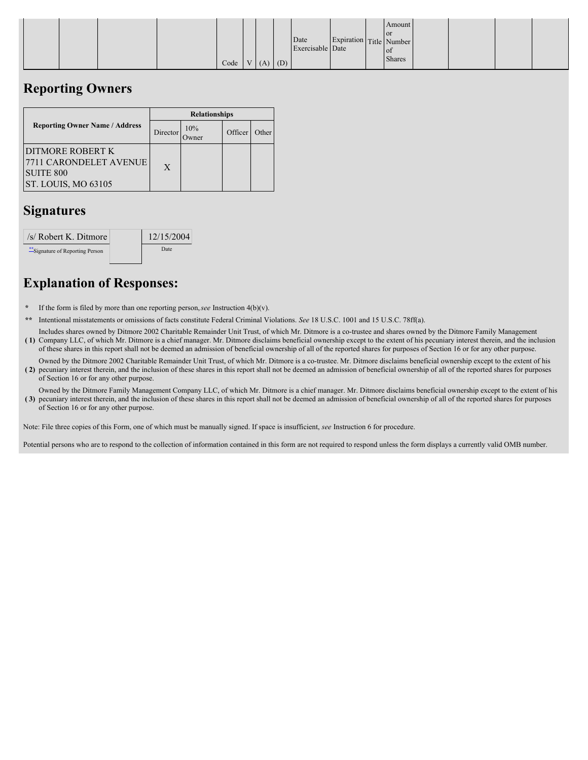| | | | | | | | | | | | | | | | |
|---|---|---|---|---|---|---|---|---|---|---|---|---|---|---|---|
| | | | | Code | V | (A) | (D) | Date Exercisable | Expiration Date | Title | Amount or Number of Shares | | | | |

## Reporting Owners

| Reporting Owner Name / Address | Relationships | | | |
|---|---|---|---|---|
| | Director | 10% Owner | Officer | Other |
| DITMORE ROBERT K<br>7711 CARONDELET AVENUE<br>SUITE 800<br>ST. LOUIS, MO 63105 | X | | | |

## Signatures

| /s/ Robert K. Ditmore | | 12/15/2004 |
|---|---|---|
| **Signature of Reporting Person | | Date |

## Explanation of Responses:

\* If the form is filed by more than one reporting person, *see* Instruction 4(b)(v).

** Intentional misstatements or omissions of facts constitute Federal Criminal Violations. *See* 18 U.S.C. 1001 and 15 U.S.C. 78ff(a).

( 1) Includes shares owned by Ditmore 2002 Charitable Remainder Unit Trust, of which Mr. Ditmore is a co-trustee and shares owned by the Ditmore Family Management Company LLC, of which Mr. Ditmore is a chief manager. Mr. Ditmore disclaims beneficial ownership except to the extent of his pecuniary interest therein, and the inclusion of these shares in this report shall not be deemed an admission of beneficial ownership of all of the reported shares for purposes of Section 16 or for any other purpose.

( 2) Owned by the Ditmore 2002 Charitable Remainder Unit Trust, of which Mr. Ditmore is a co-trustee. Mr. Ditmore disclaims beneficial ownership except to the extent of his pecuniary interest therein, and the inclusion of these shares in this report shall not be deemed an admission of beneficial ownership of all of the reported shares for purposes of Section 16 or for any other purpose.

( 3) Owned by the Ditmore Family Management Company LLC, of which Mr. Ditmore is a chief manager. Mr. Ditmore disclaims beneficial ownership except to the extent of his pecuniary interest therein, and the inclusion of these shares in this report shall not be deemed an admission of beneficial ownership of all of the reported shares for purposes of Section 16 or for any other purpose.

Note: File three copies of this Form, one of which must be manually signed. If space is insufficient, *see* Instruction 6 for procedure.

Potential persons who are to respond to the collection of information contained in this form are not required to respond unless the form displays a currently valid OMB number.